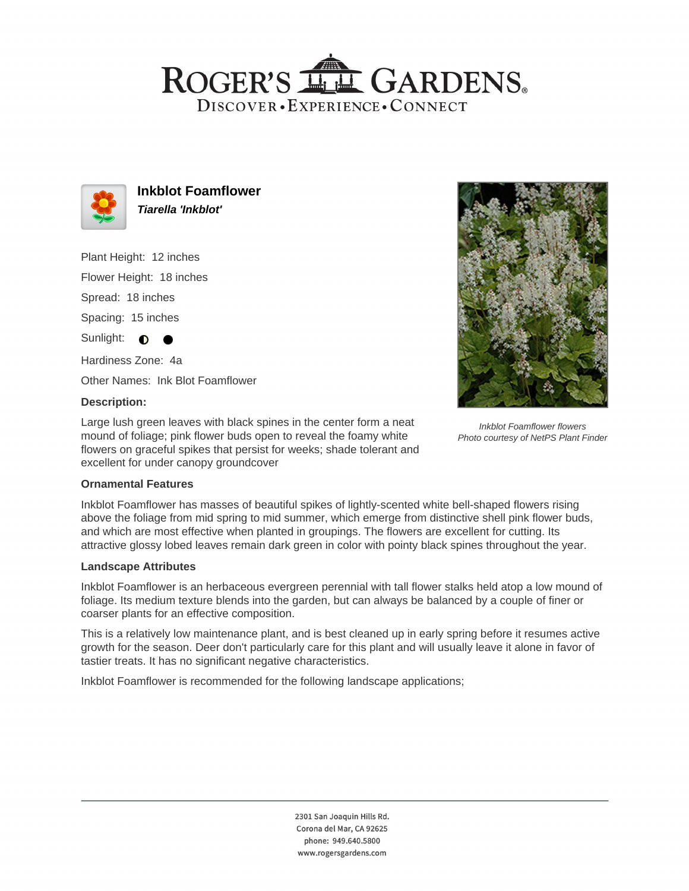# ROGER'S GARDENS

DISCOVER • EXPERIENCE • CONNECT

## Inkblot Foamflower

***Tiarella 'Inkblot'***

Plant Height: 12 inches

Flower Height: 18 inches

Spread: 18 inches

Spacing: 15 inches

Sunlight: ◐ ●

Hardiness Zone: 4a

Other Names: Ink Blot Foamflower

### Description:

Large lush green leaves with black spines in the center form a neat mound of foliage; pink flower buds open to reveal the foamy white flowers on graceful spikes that persist for weeks; shade tolerant and excellent for under canopy groundcover

*Inkblot Foamflower flowers*
*Photo courtesy of NetPS Plant Finder*

### Ornamental Features

Inkblot Foamflower has masses of beautiful spikes of lightly-scented white bell-shaped flowers rising above the foliage from mid spring to mid summer, which emerge from distinctive shell pink flower buds, and which are most effective when planted in groupings. The flowers are excellent for cutting. Its attractive glossy lobed leaves remain dark green in color with pointy black spines throughout the year.

### Landscape Attributes

Inkblot Foamflower is an herbaceous evergreen perennial with tall flower stalks held atop a low mound of foliage. Its medium texture blends into the garden, but can always be balanced by a couple of finer or coarser plants for an effective composition.

This is a relatively low maintenance plant, and is best cleaned up in early spring before it resumes active growth for the season. Deer don't particularly care for this plant and will usually leave it alone in favor of tastier treats. It has no significant negative characteristics.

Inkblot Foamflower is recommended for the following landscape applications;

2301 San Joaquin Hills Rd.
Corona del Mar, CA 92625
phone: 949.640.5800
www.rogersgardens.com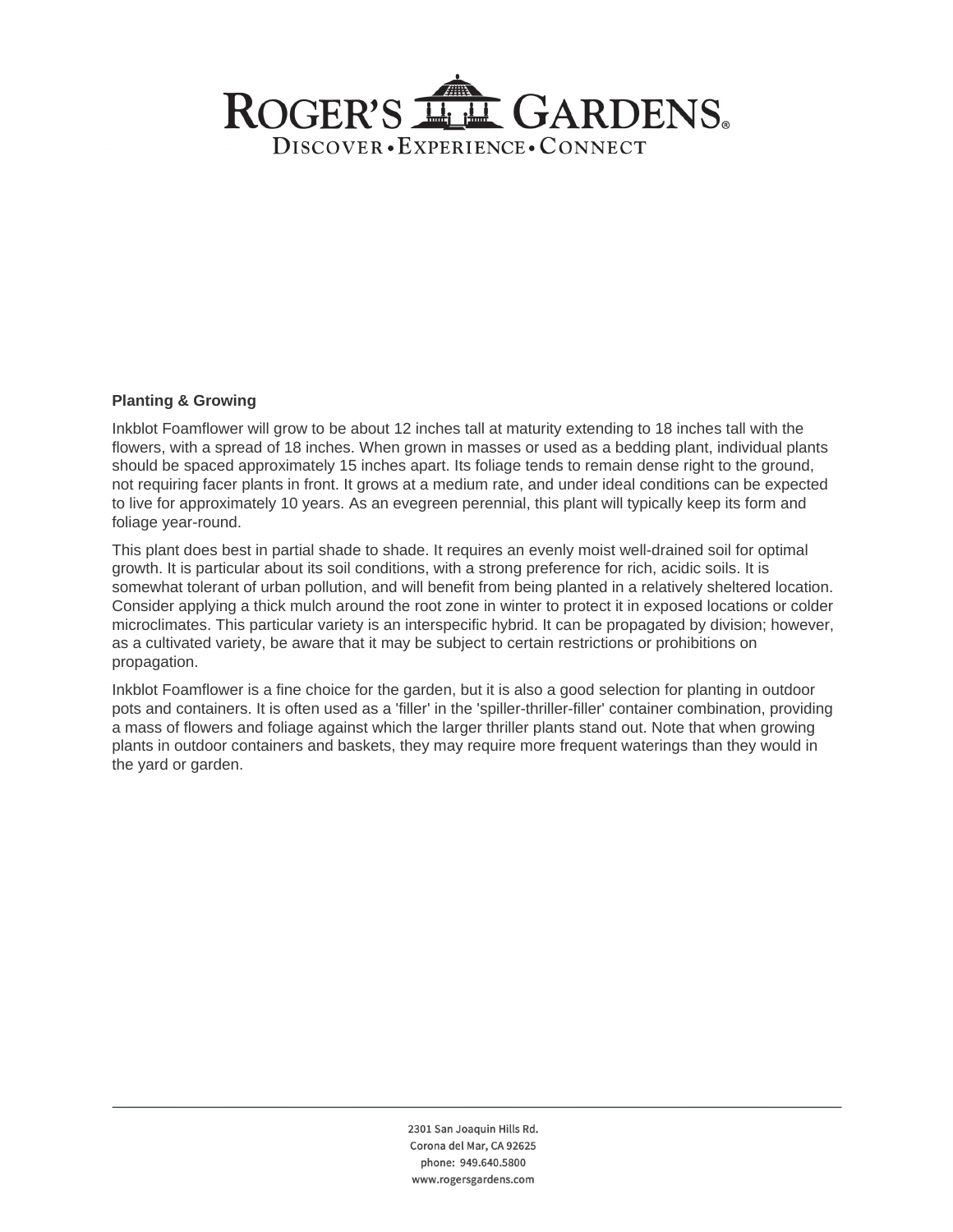**Planting & Growing**

Inkblot Foamflower will grow to be about 12 inches tall at maturity extending to 18 inches tall with the flowers, with a spread of 18 inches. When grown in masses or used as a bedding plant, individual plants should be spaced approximately 15 inches apart. Its foliage tends to remain dense right to the ground, not requiring facer plants in front. It grows at a medium rate, and under ideal conditions can be expected to live for approximately 10 years. As an evegreen perennial, this plant will typically keep its form and foliage year-round.

This plant does best in partial shade to shade. It requires an evenly moist well-drained soil for optimal growth. It is particular about its soil conditions, with a strong preference for rich, acidic soils. It is somewhat tolerant of urban pollution, and will benefit from being planted in a relatively sheltered location. Consider applying a thick mulch around the root zone in winter to protect it in exposed locations or colder microclimates. This particular variety is an interspecific hybrid. It can be propagated by division; however, as a cultivated variety, be aware that it may be subject to certain restrictions or prohibitions on propagation.

Inkblot Foamflower is a fine choice for the garden, but it is also a good selection for planting in outdoor pots and containers. It is often used as a 'filler' in the 'spiller-thriller-filler' container combination, providing a mass of flowers and foliage against which the larger thriller plants stand out. Note that when growing plants in outdoor containers and baskets, they may require more frequent waterings than they would in the yard or garden.